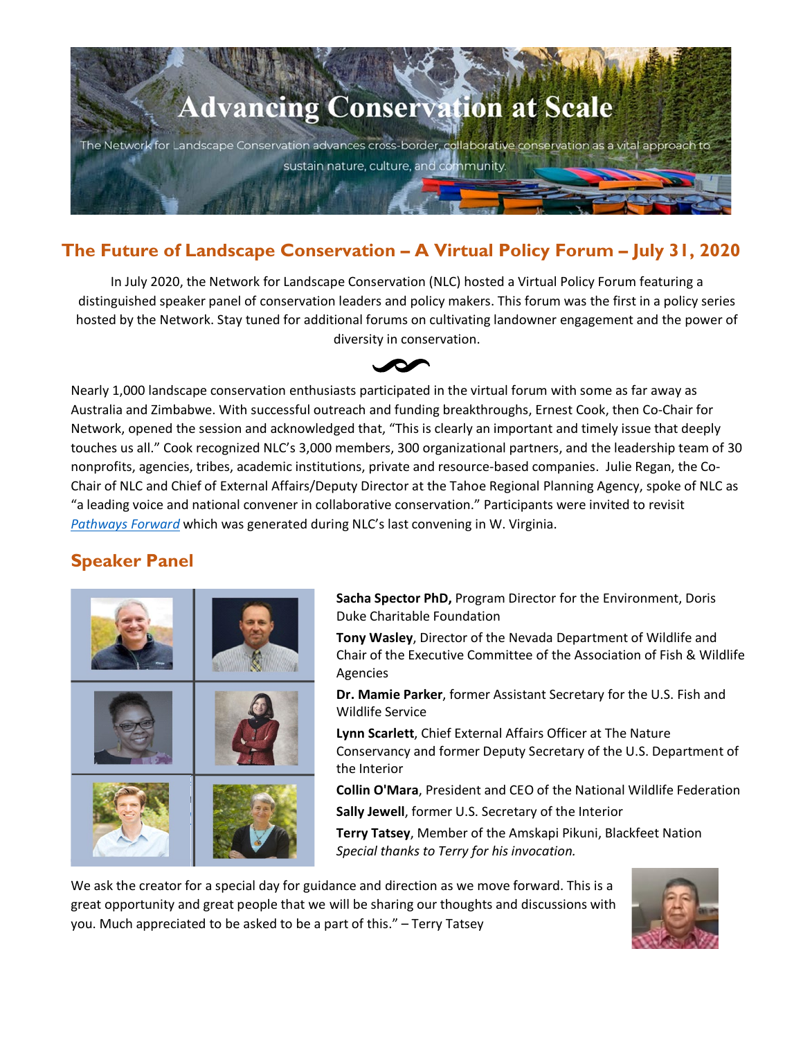# Advancing Conservation at Scale

The Network for Landscape Conservation advances cross-border, collaborative conservation as a vital approach to sustain nature, culture, and community.

## The Future of Landscape Conservation – A Virtual Policy Forum – July 31, 2020

In July 2020, the Network for Landscape Conservation (NLC) hosted a Virtual Policy Forum featuring a distinguished speaker panel of conservation leaders and policy makers. This forum was the first in a policy series hosted by the Network. Stay tuned for additional forums on cultivating landowner engagement and the power of diversity in conservation.

Nearly 1,000 landscape conservation enthusiasts participated in the virtual forum with some as far away as Australia and Zimbabwe. With successful outreach and funding breakthroughs, Ernest Cook, then Co-Chair for Network, opened the session and acknowledged that, "This is clearly an important and timely issue that deeply touches us all." Cook recognized NLC's 3,000 members, 300 organizational partners, and the leadership team of 30 nonprofits, agencies, tribes, academic institutions, private and resource-based companies. Julie Regan, the Co-Chair of NLC and Chief of External Affairs/Deputy Director at the Tahoe Regional Planning Agency, spoke of NLC as "a leading voice and national convener in collaborative conservation." Participants were invited to revisit *Pathways Forward* which was generated during NLC's last convening in W. Virginia.

## Speaker Panel

**Sacha Spector PhD,** Program Director for the Environment, Doris Duke Charitable Foundation

**Tony Wasley**, Director of the Nevada Department of Wildlife and Chair of the Executive Committee of the Association of Fish & Wildlife Agencies

**Dr. Mamie Parker**, former Assistant Secretary for the U.S. Fish and Wildlife Service

**Lynn Scarlett**, Chief External Affairs Officer at The Nature Conservancy and former Deputy Secretary of the U.S. Department of the Interior

**Collin O'Mara**, President and CEO of the National Wildlife Federation

**Sally Jewell**, former U.S. Secretary of the Interior

**Terry Tatsey**, Member of the Amskapi Pikuni, Blackfeet Nation
*Special thanks to Terry for his invocation.*

We ask the creator for a special day for guidance and direction as we move forward. This is a great opportunity and great people that we will be sharing our thoughts and discussions with you. Much appreciated to be asked to be a part of this." – Terry Tatsey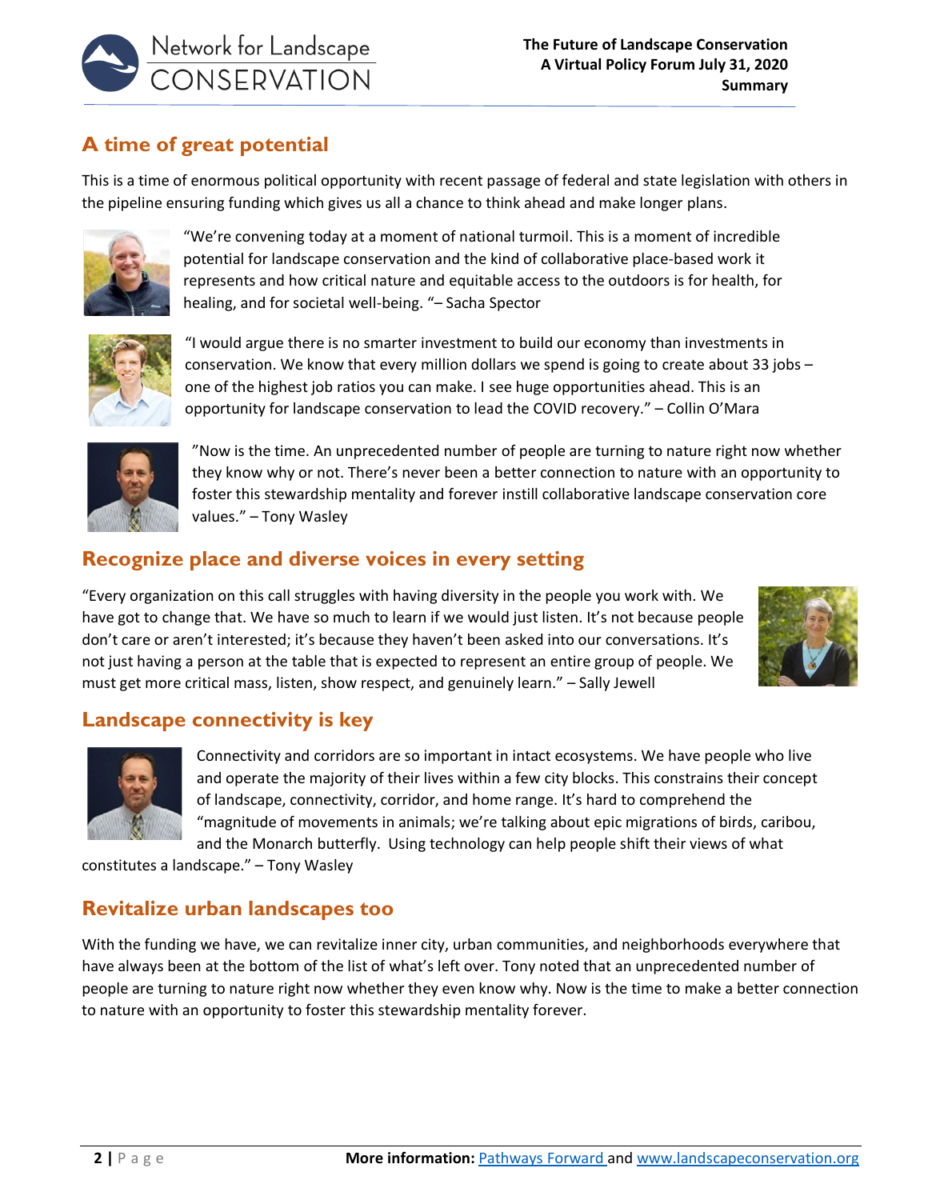## A time of great potential

This is a time of enormous political opportunity with recent passage of federal and state legislation with others in the pipeline ensuring funding which gives us all a chance to think ahead and make longer plans.

"We're convening today at a moment of national turmoil. This is a moment of incredible potential for landscape conservation and the kind of collaborative place-based work it represents and how critical nature and equitable access to the outdoors is for health, for healing, and for societal well-being. "– Sacha Spector

"I would argue there is no smarter investment to build our economy than investments in conservation. We know that every million dollars we spend is going to create about 33 jobs – one of the highest job ratios you can make. I see huge opportunities ahead. This is an opportunity for landscape conservation to lead the COVID recovery." – Collin O'Mara

"Now is the time. An unprecedented number of people are turning to nature right now whether they know why or not. There's never been a better connection to nature with an opportunity to foster this stewardship mentality and forever instill collaborative landscape conservation core values." – Tony Wasley

## Recognize place and diverse voices in every setting

"Every organization on this call struggles with having diversity in the people you work with. We have got to change that. We have so much to learn if we would just listen. It's not because people don't care or aren't interested; it's because they haven't been asked into our conversations. It's not just having a person at the table that is expected to represent an entire group of people. We must get more critical mass, listen, show respect, and genuinely learn." – Sally Jewell

## Landscape connectivity is key

Connectivity and corridors are so important in intact ecosystems. We have people who live and operate the majority of their lives within a few city blocks. This constrains their concept of landscape, connectivity, corridor, and home range. It's hard to comprehend the "magnitude of movements in animals; we're talking about epic migrations of birds, caribou, and the Monarch butterfly. Using technology can help people shift their views of what constitutes a landscape." – Tony Wasley

## Revitalize urban landscapes too

With the funding we have, we can revitalize inner city, urban communities, and neighborhoods everywhere that have always been at the bottom of the list of what's left over. Tony noted that an unprecedented number of people are turning to nature right now whether they even know why. Now is the time to make a better connection to nature with an opportunity to foster this stewardship mentality forever.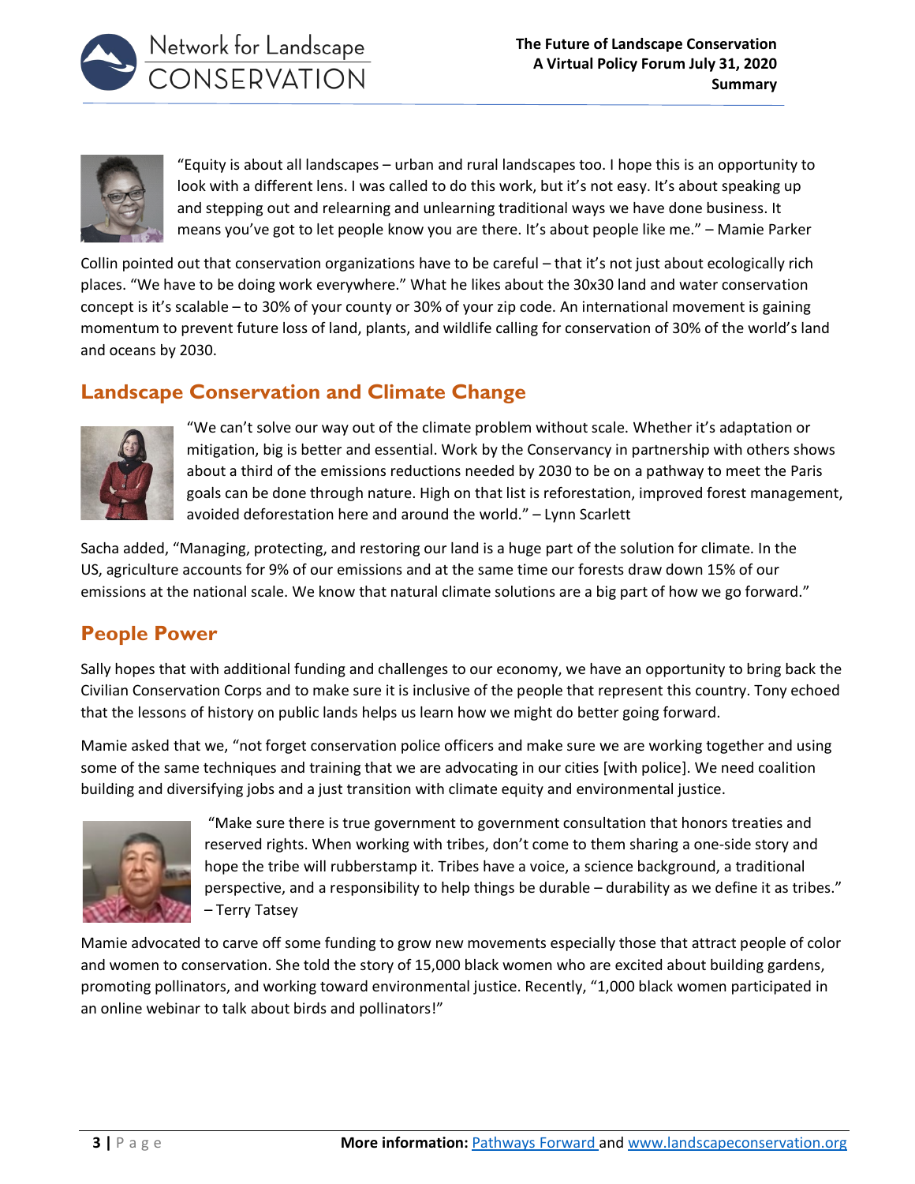"Equity is about all landscapes – urban and rural landscapes too. I hope this is an opportunity to look with a different lens. I was called to do this work, but it's not easy. It's about speaking up and stepping out and relearning and unlearning traditional ways we have done business. It means you've got to let people know you are there. It's about people like me." – Mamie Parker

Collin pointed out that conservation organizations have to be careful – that it's not just about ecologically rich places. "We have to be doing work everywhere." What he likes about the 30x30 land and water conservation concept is it's scalable – to 30% of your county or 30% of your zip code. An international movement is gaining momentum to prevent future loss of land, plants, and wildlife calling for conservation of 30% of the world's land and oceans by 2030.

## Landscape Conservation and Climate Change

"We can't solve our way out of the climate problem without scale. Whether it's adaptation or mitigation, big is better and essential. Work by the Conservancy in partnership with others shows about a third of the emissions reductions needed by 2030 to be on a pathway to meet the Paris goals can be done through nature. High on that list is reforestation, improved forest management, avoided deforestation here and around the world." – Lynn Scarlett

Sacha added, "Managing, protecting, and restoring our land is a huge part of the solution for climate. In the US, agriculture accounts for 9% of our emissions and at the same time our forests draw down 15% of our emissions at the national scale. We know that natural climate solutions are a big part of how we go forward."

## People Power

Sally hopes that with additional funding and challenges to our economy, we have an opportunity to bring back the Civilian Conservation Corps and to make sure it is inclusive of the people that represent this country. Tony echoed that the lessons of history on public lands helps us learn how we might do better going forward.

Mamie asked that we, "not forget conservation police officers and make sure we are working together and using some of the same techniques and training that we are advocating in our cities [with police]. We need coalition building and diversifying jobs and a just transition with climate equity and environmental justice.

"Make sure there is true government to government consultation that honors treaties and reserved rights. When working with tribes, don't come to them sharing a one-side story and hope the tribe will rubberstamp it. Tribes have a voice, a science background, a traditional perspective, and a responsibility to help things be durable – durability as we define it as tribes." – Terry Tatsey

Mamie advocated to carve off some funding to grow new movements especially those that attract people of color and women to conservation. She told the story of 15,000 black women who are excited about building gardens, promoting pollinators, and working toward environmental justice. Recently, "1,000 black women participated in an online webinar to talk about birds and pollinators!"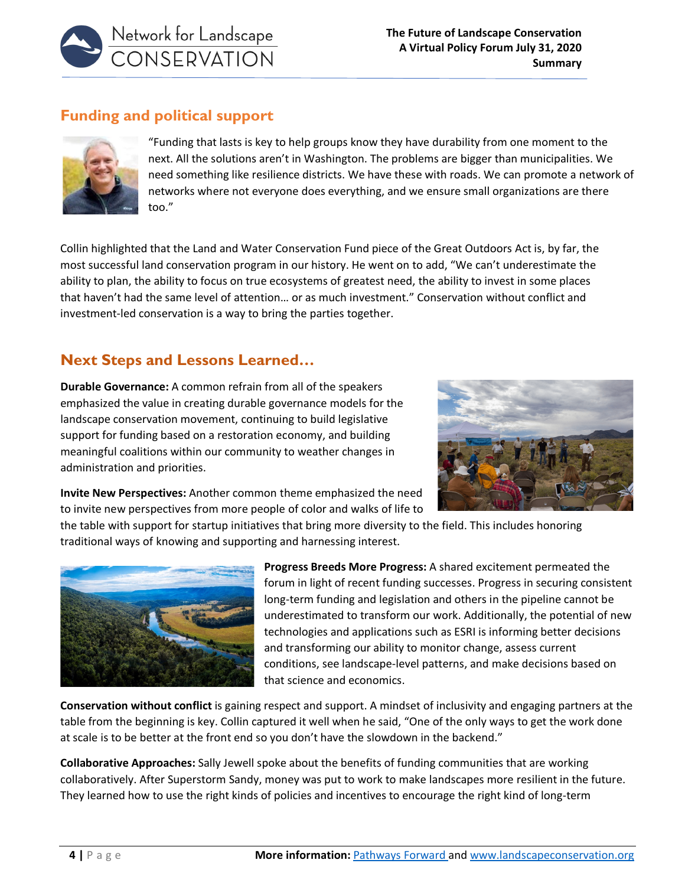## Funding and political support

"Funding that lasts is key to help groups know they have durability from one moment to the next. All the solutions aren't in Washington. The problems are bigger than municipalities. We need something like resilience districts. We have these with roads. We can promote a network of networks where not everyone does everything, and we ensure small organizations are there too."

Collin highlighted that the Land and Water Conservation Fund piece of the Great Outdoors Act is, by far, the most successful land conservation program in our history. He went on to add, "We can't underestimate the ability to plan, the ability to focus on true ecosystems of greatest need, the ability to invest in some places that haven't had the same level of attention… or as much investment." Conservation without conflict and investment-led conservation is a way to bring the parties together.

## Next Steps and Lessons Learned…

**Durable Governance:** A common refrain from all of the speakers emphasized the value in creating durable governance models for the landscape conservation movement, continuing to build legislative support for funding based on a restoration economy, and building meaningful coalitions within our community to weather changes in administration and priorities.

**Invite New Perspectives:** Another common theme emphasized the need to invite new perspectives from more people of color and walks of life to the table with support for startup initiatives that bring more diversity to the field. This includes honoring traditional ways of knowing and supporting and harnessing interest.

**Progress Breeds More Progress:** A shared excitement permeated the forum in light of recent funding successes. Progress in securing consistent long-term funding and legislation and others in the pipeline cannot be underestimated to transform our work. Additionally, the potential of new technologies and applications such as ESRI is informing better decisions and transforming our ability to monitor change, assess current conditions, see landscape-level patterns, and make decisions based on that science and economics.

**Conservation without conflict** is gaining respect and support. A mindset of inclusivity and engaging partners at the table from the beginning is key. Collin captured it well when he said, "One of the only ways to get the work done at scale is to be better at the front end so you don't have the slowdown in the backend."

**Collaborative Approaches:** Sally Jewell spoke about the benefits of funding communities that are working collaboratively. After Superstorm Sandy, money was put to work to make landscapes more resilient in the future. They learned how to use the right kinds of policies and incentives to encourage the right kind of long-term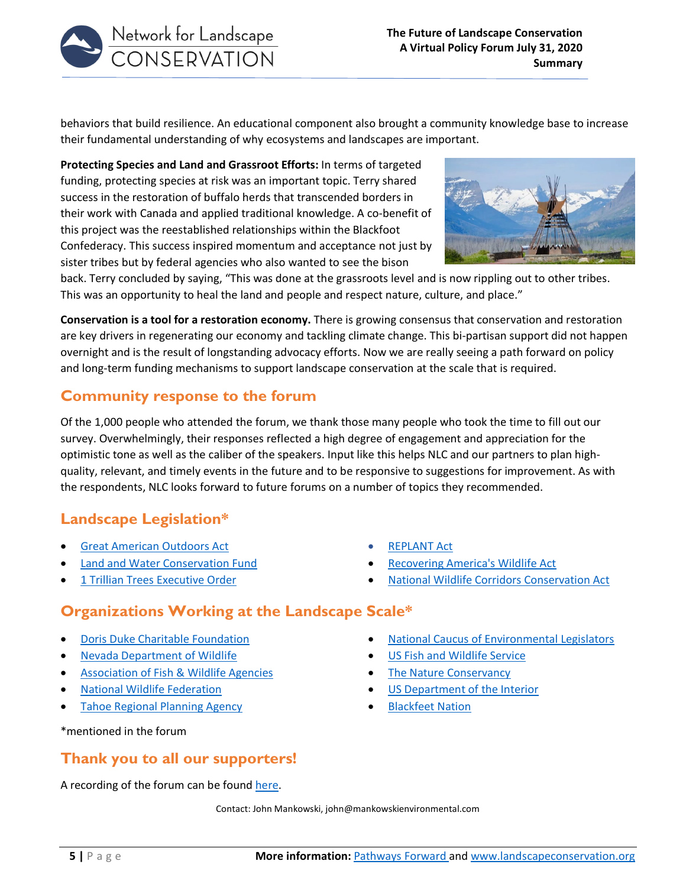behaviors that build resilience. An educational component also brought a community knowledge base to increase their fundamental understanding of why ecosystems and landscapes are important.

**Protecting Species and Land and Grassroot Efforts:** In terms of targeted funding, protecting species at risk was an important topic. Terry shared success in the restoration of buffalo herds that transcended borders in their work with Canada and applied traditional knowledge. A co-benefit of this project was the reestablished relationships within the Blackfoot Confederacy. This success inspired momentum and acceptance not just by sister tribes but by federal agencies who also wanted to see the bison back. Terry concluded by saying, "This was done at the grassroots level and is now rippling out to other tribes. This was an opportunity to heal the land and people and respect nature, culture, and place."

**Conservation is a tool for a restoration economy.** There is growing consensus that conservation and restoration are key drivers in regenerating our economy and tackling climate change. This bi-partisan support did not happen overnight and is the result of longstanding advocacy efforts. Now we are really seeing a path forward on policy and long-term funding mechanisms to support landscape conservation at the scale that is required.

## Community response to the forum

Of the 1,000 people who attended the forum, we thank those many people who took the time to fill out our survey. Overwhelmingly, their responses reflected a high degree of engagement and appreciation for the optimistic tone as well as the caliber of the speakers. Input like this helps NLC and our partners to plan high-quality, relevant, and timely events in the future and to be responsive to suggestions for improvement. As with the respondents, NLC looks forward to future forums on a number of topics they recommended.

## Landscape Legislation*

- Great American Outdoors Act
- Land and Water Conservation Fund
- 1 Trillian Trees Executive Order
- REPLANT Act
- Recovering America's Wildlife Act
- National Wildlife Corridors Conservation Act

## Organizations Working at the Landscape Scale*

- Doris Duke Charitable Foundation
- Nevada Department of Wildlife
- Association of Fish & Wildlife Agencies
- National Wildlife Federation
- Tahoe Regional Planning Agency
- National Caucus of Environmental Legislators
- US Fish and Wildlife Service
- The Nature Conservancy
- US Department of the Interior
- Blackfeet Nation

*mentioned in the forum

## Thank you to all our supporters!

A recording of the forum can be found here.

Contact: John Mankowski, john@mankowskienvironmental.com

**More information:** Pathways Forward and www.landscapeconservation.org